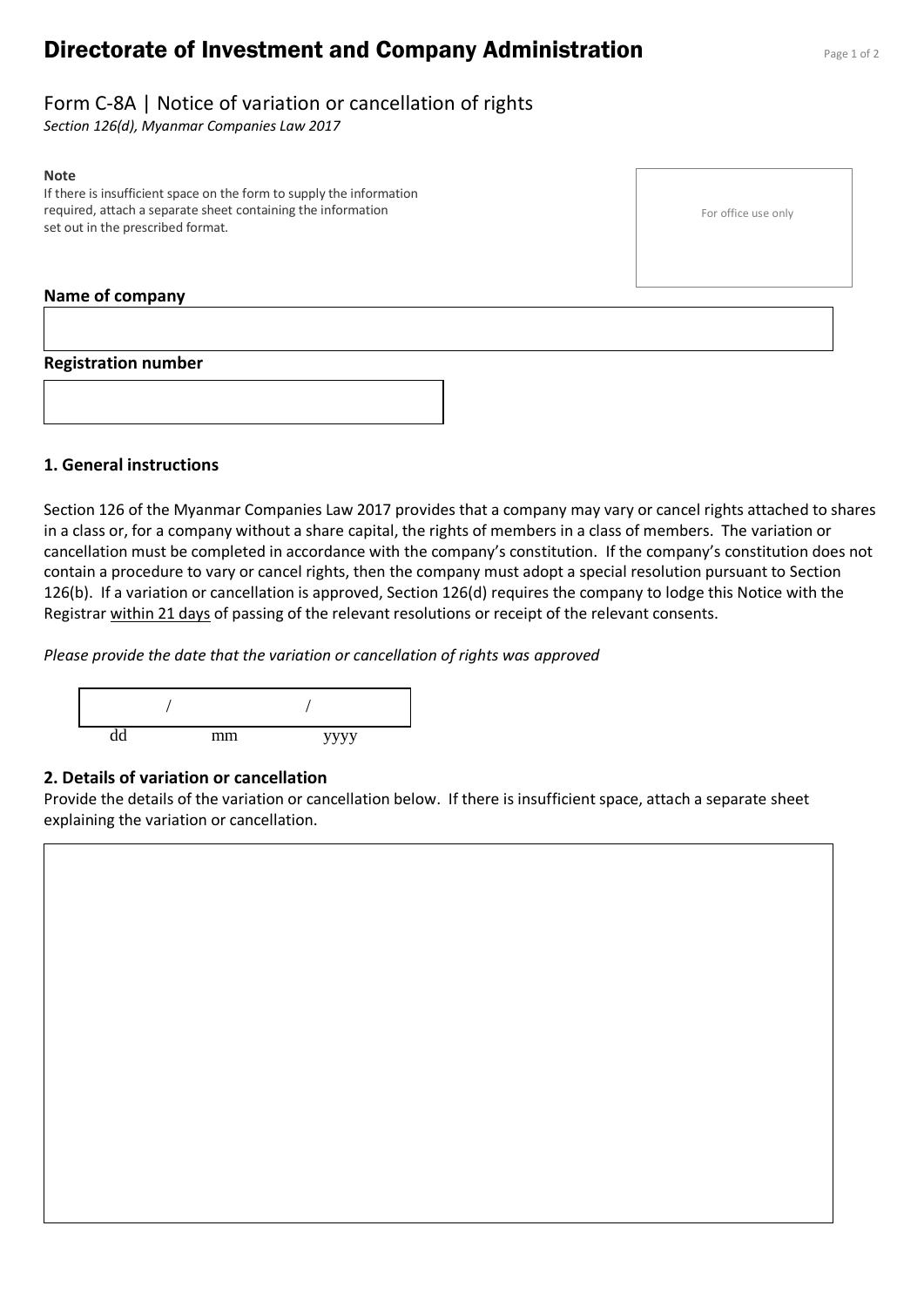# Directorate of Investment and Company Administration

## Form C-8A | Notice of variation or cancellation of rights

*Section 126(d), Myanmar Companies Law 2017*

**Note**

If there is insufficient space on the form to supply the information required, attach a separate sheet containing the information set out in the prescribed format.

For office use only

**Name of company**

**Registration number**

### 1. General instructions

Section 126 of the Myanmar Companies Law 2017 provides that a company may vary or cancel rights attached to shares in a class or, for a company without a share capital, the rights of members in a class of members. The variation or cancellation must be completed in accordance with the company's constitution. If the company's constitution does not contain a procedure to vary or cancel rights, then the company must adopt a special resolution pursuant to Section 126(b). If a variation or cancellation is approved, Section 126(d) requires the company to lodge this Notice with the Registrar within 21 days of passing of the relevant resolutions or receipt of the relevant consents.

*Please provide the date that the variation or cancellation of rights was approved*

/ /

dd mm yyyy

### 2. Details of variation or cancellation

Provide the details of the variation or cancellation below. If there is insufficient space, attach a separate sheet explaining the variation or cancellation.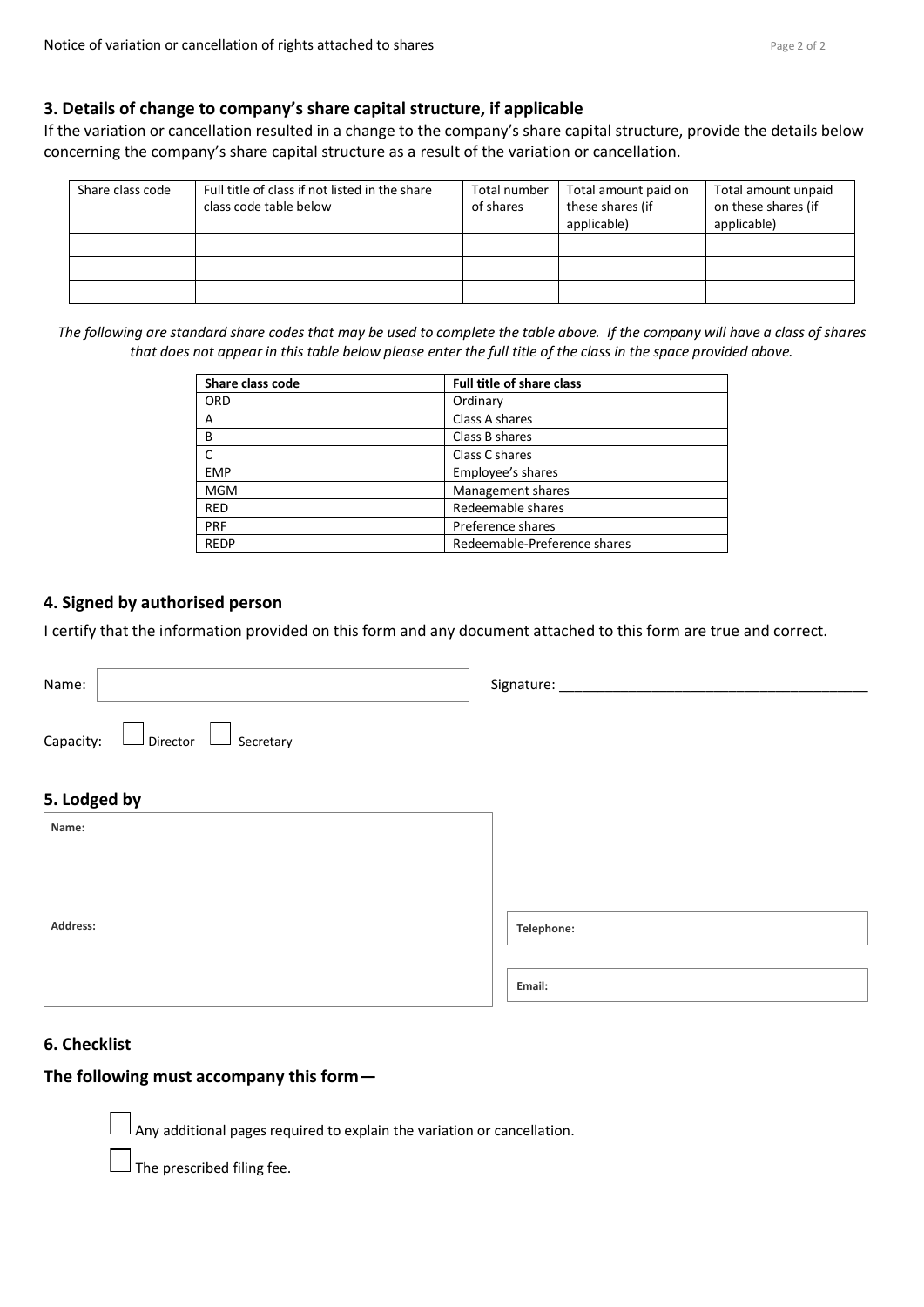## 3. Details of change to company's share capital structure, if applicable

If the variation or cancellation resulted in a change to the company's share capital structure, provide the details below concerning the company's share capital structure as a result of the variation or cancellation.

| Share class code | Full title of class if not listed in the share class code table below | Total number of shares | Total amount paid on these shares (if applicable) | Total amount unpaid on these shares (if applicable) |
|---|---|---|---|---|
| | | | | |
| | | | | |
| | | | | |

*The following are standard share codes that may be used to complete the table above. If the company will have a class of shares that does not appear in this table below please enter the full title of the class in the space provided above.*

| Share class code | Full title of share class |
|---|---|
| ORD | Ordinary |
| A | Class A shares |
| B | Class B shares |
| C | Class C shares |
| EMP | Employee's shares |
| MGM | Management shares |
| RED | Redeemable shares |
| PRF | Preference shares |
| REDP | Redeemable-Preference shares |

## 4. Signed by authorised person

I certify that the information provided on this form and any document attached to this form are true and correct.

Name: ______________________ Signature: ______________________________________

Capacity: ☐ Director ☐ Secretary

## 5. Lodged by

**Name:**

**Address:**

**Telephone:**

**Email:**

## 6. Checklist

### The following must accompany this form—

☐ Any additional pages required to explain the variation or cancellation.

☐ The prescribed filing fee.